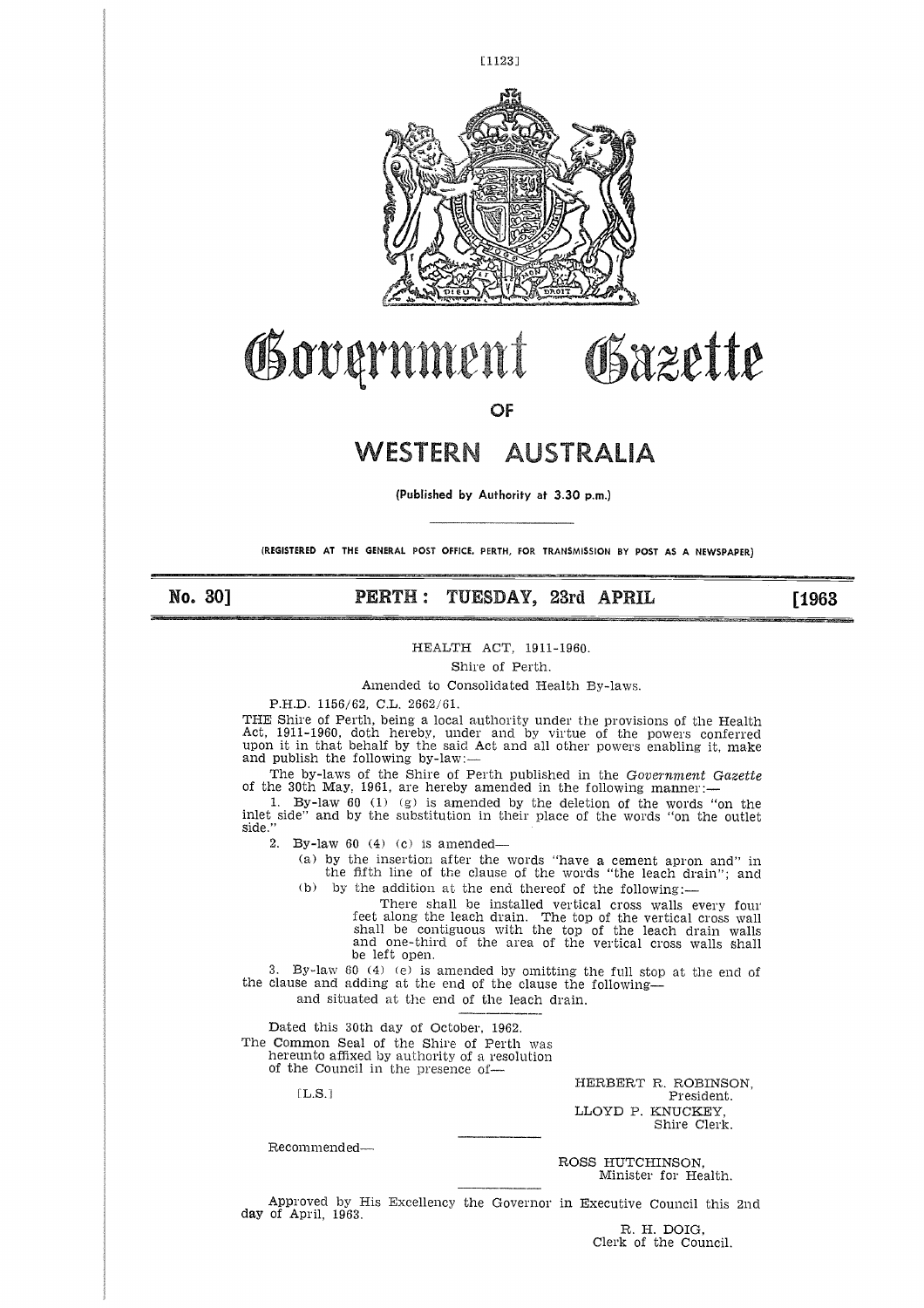# Government Gazette

OF

# WESTERN AUSTRALIA

(Published by Authority at 3.30 p.m.)

(REGISTERED AT THE GENERAL POST OFFICE, PERTH, FOR TRANSMISSION BY POST AS A NEWSPAPER)

**No. 30] PERTH: TUESDAY, 23rd APRIL [1963**

HEALTH ACT, 1911-1960.

Shire of Perth.

Amended to Consolidated Health By-laws.

P.H.D. 1156/62, C.L. 2662/61.

THE Shire of Perth, being a local authority under the provisions of the Health Act, 1911-1960, doth hereby, under and by virtue of the powers conferred upon it in that behalf by the said Act and all other powers enabling it, make and publish the following by-law:—

The by-laws of the Shire of Perth published in the *Government Gazette* of the 30th May, 1961, are hereby amended in the following manner:—

1. By-law 60 (1) (g) is amended by the deletion of the words "on the inlet side" and by the substitution in their place of the words "on the outlet side."

2. By-law 60 (4) (c) is amended—

   (a) by the insertion after the words "have a cement apron and" in the fifth line of the clause of the words "the leach drain"; and

   (b) by the addition at the end thereof of the following:—

   There shall be installed vertical cross walls every four feet along the leach drain. The top of the vertical cross wall shall be contiguous with the top of the leach drain walls and one-third of the area of the vertical cross walls shall be left open.

3. By-law 60 (4) (e) is amended by omitting the full stop at the end of the clause and adding at the end of the clause the following—

   and situated at the end of the leach drain.

Dated this 30th day of October, 1962.

The Common Seal of the Shire of Perth was hereunto affixed by authority of a resolution of the Council in the presence of—

[L.S.]

HERBERT R. ROBINSON,
President.

LLOYD P. KNUCKEY,
Shire Clerk.

Recommended—

ROSS HUTCHINSON,
Minister for Health.

Approved by His Excellency the Governor in Executive Council this 2nd day of April, 1963.

R. H. DOIG,
Clerk of the Council.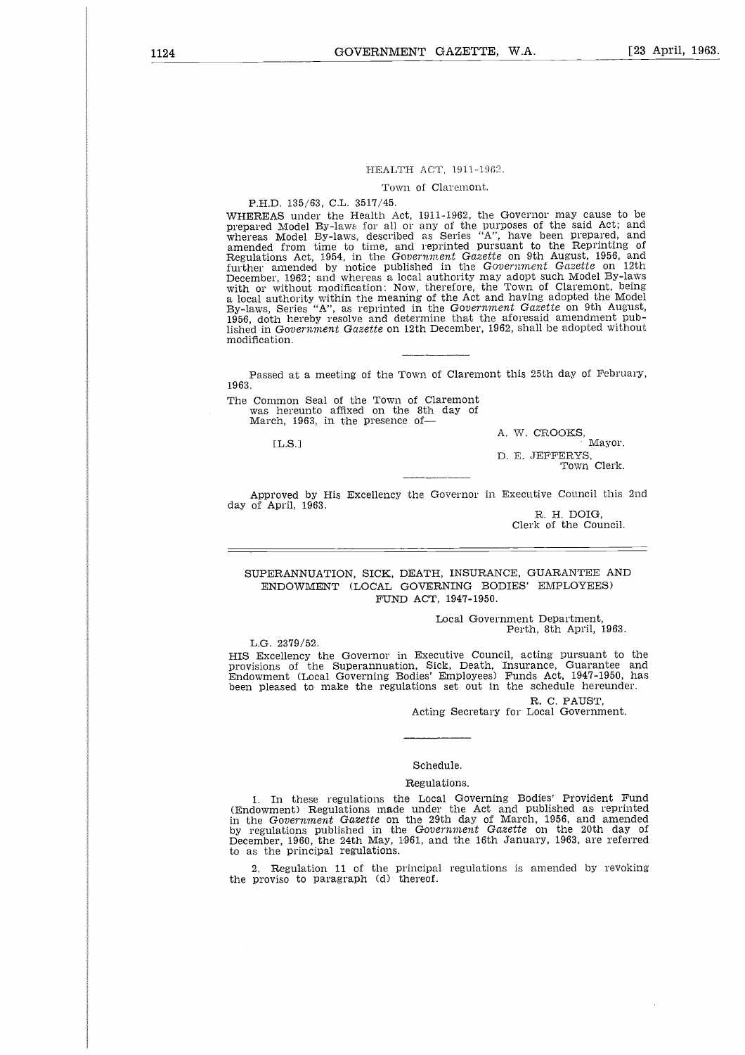## HEALTH ACT, 1911-1962.

Town of Claremont.

P.H.D. 135/63, C.L. 3517/45.

WHEREAS under the Health Act, 1911-1962, the Governor may cause to be prepared Model By-laws for all or any of the purposes of the said Act; and whereas Model By-laws, described as Series "A", have been prepared, and amended from time to time, and reprinted pursuant to the Reprinting of Regulations Act, 1954, in the *Government Gazette* on 9th August, 1956, and further amended by notice published in the *Government Gazette* on 12th December, 1962; and whereas a local authority may adopt such Model By-laws with or without modification: Now, therefore, the Town of Claremont, being a local authority within the meaning of the Act and having adopted the Model By-laws, Series "A", as reprinted in the *Government Gazette* on 9th August, 1956, doth hereby resolve and determine that the aforesaid amendment published in *Government Gazette* on 12th December, 1962, shall be adopted without modification.

---

Passed at a meeting of the Town of Claremont this 25th day of February, 1963.

The Common Seal of the Town of Claremont was hereunto affixed on the 8th day of March, 1963, in the presence of—

[L.S.]

A. W. CROOKS,
Mayor.

D. E. JEFFERYS,
Town Clerk.

---

Approved by His Excellency the Governor in Executive Council this 2nd day of April, 1963.

R. H. DOIG,
Clerk of the Council.

---

## SUPERANNUATION, SICK, DEATH, INSURANCE, GUARANTEE AND ENDOWMENT (LOCAL GOVERNING BODIES' EMPLOYEES) FUND ACT, 1947-1950.

Local Government Department,
Perth, 8th April, 1963.

L.G. 2379/52.

HIS Excellency the Governor in Executive Council, acting pursuant to the provisions of the Superannuation, Sick, Death, Insurance, Guarantee and Endowment (Local Governing Bodies' Employees) Funds Act, 1947-1950, has been pleased to make the regulations set out in the schedule hereunder.

R. C. PAUST,
Acting Secretary for Local Government.

---

Schedule.

Regulations.

1. In these regulations the Local Governing Bodies' Provident Fund (Endowment) Regulations made under the Act and published as reprinted in the *Government Gazette* on the 29th day of March, 1956, and amended by regulations published in the *Government Gazette* on the 20th day of December, 1960, the 24th May, 1961, and the 16th January, 1963, are referred to as the principal regulations.

2. Regulation 11 of the principal regulations is amended by revoking the proviso to paragraph (d) thereof.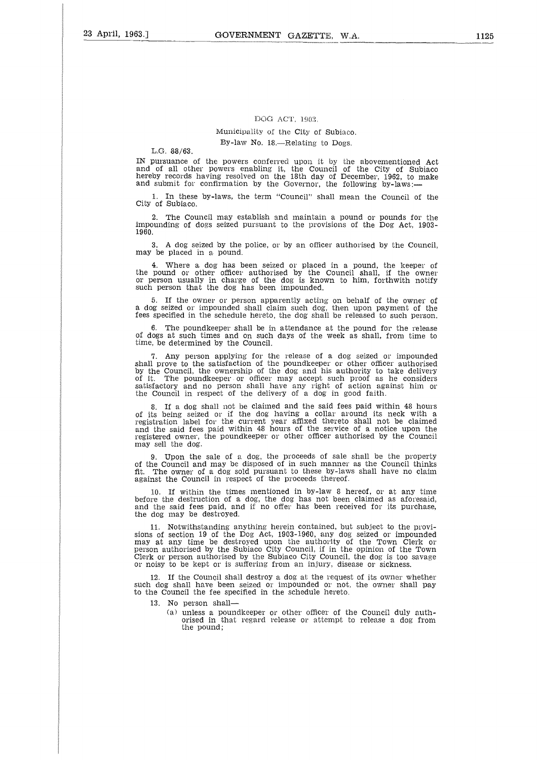DOG ACT, 1903.

Municipality of the City of Subiaco.

By-law No. 18.—Relating to Dogs.

L.G. 88/63.

IN pursuance of the powers conferred upon it by the abovementioned Act and of all other powers enabling it, the Council of the City of Subiaco hereby records having resolved on the 18th day of December, 1962, to make and submit for confirmation by the Governor, the following by-laws:—

1. In these by-laws, the term "Council" shall mean the Council of the City of Subiaco.

2. The Council may establish and maintain a pound or pounds for the impounding of dogs seized pursuant to the provisions of the Dog Act, 1903-1960.

3. A dog seized by the police, or by an officer authorised by the Council, may be placed in a pound.

4. Where a dog has been seized or placed in a pound, the keeper of the pound or other officer authorised by the Council shall, if the owner or person usually in charge of the dog is known to him, forthwith notify such person that the dog has been impounded.

5. If the owner or person apparently acting on behalf of the owner of a dog seized or impounded shall claim such dog, then upon payment of the fees specified in the schedule hereto, the dog shall be released to such person.

6. The poundkeeper shall be in attendance at the pound for the release of dogs at such times and on such days of the week as shall, from time to time, be determined by the Council.

7. Any person applying for the release of a dog seized or impounded shall prove to the satisfaction of the poundkeeper or other officer authorised by the Council, the ownership of the dog and his authority to take delivery of it. The poundkeeper or officer may accept such proof as he considers satisfactory and no person shall have any right of action against him or the Council in respect of the delivery of a dog in good faith.

8. If a dog shall not be claimed and the said fees paid within 48 hours of its being seized or if the dog having a collar around its neck with a registration label for the current year affixed thereto shall not be claimed and the said fees paid within 48 hours of the service of a notice upon the registered owner, the poundkeeper or other officer authorised by the Council may sell the dog.

9. Upon the sale of a dog, the proceeds of sale shall be the property of the Council and may be disposed of in such manner as the Council thinks fit. The owner of a dog sold pursuant to these by-laws shall have no claim against the Council in respect of the proceeds thereof.

10. If within the times mentioned in by-law 8 hereof, or at any time before the destruction of a dog, the dog has not been claimed as aforesaid, and the said fees paid, and if no offer has been received for its purchase, the dog may be destroyed.

11. Notwithstanding anything herein contained, but subject to the provisions of section 19 of the Dog Act, 1903-1960, any dog seized or impounded may at any time be destroyed upon the authority of the Town Clerk or person authorised by the Subiaco City Council, if in the opinion of the Town Clerk or person authorised by the Subiaco City Council, the dog is too savage or noisy to be kept or is suffering from an injury, disease or sickness.

12. If the Council shall destroy a dog at the request of its owner whether such dog shall have been seized or impounded or not, the owner shall pay to the Council the fee specified in the schedule hereto.

13. No person shall—

(a) unless a poundkeeper or other officer of the Council duly authorised in that regard release or attempt to release a dog from the pound;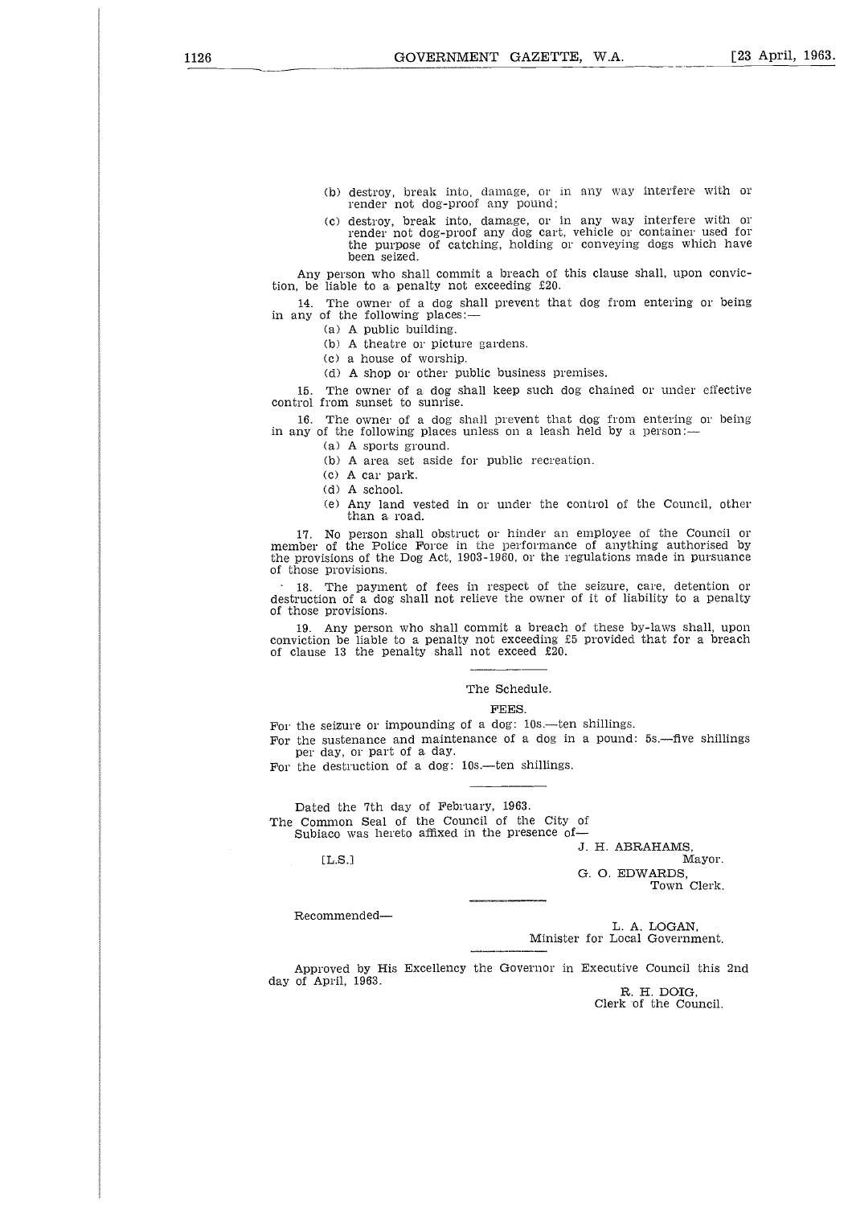(b) destroy, break into, damage, or in any way interfere with or render not dog-proof any pound;

(c) destroy, break into, damage, or in any way interfere with or render not dog-proof any dog cart, vehicle or container used for the purpose of catching, holding or conveying dogs which have been seized.

Any person who shall commit a breach of this clause shall, upon conviction, be liable to a penalty not exceeding £20.

14. The owner of a dog shall prevent that dog from entering or being in any of the following places:—

(a) A public building.

(b) A theatre or picture gardens.

(c) a house of worship.

(d) A shop or other public business premises.

15. The owner of a dog shall keep such dog chained or under effective control from sunset to sunrise.

16. The owner of a dog shall prevent that dog from entering or being in any of the following places unless on a leash held by a person:—

(a) A sports ground.

(b) A area set aside for public recreation.

(c) A car park.

(d) A school.

(e) Any land vested in or under the control of the Council, other than a road.

17. No person shall obstruct or hinder an employee of the Council or member of the Police Force in the performance of anything authorised by the provisions of the Dog Act, 1903-1960, or the regulations made in pursuance of those provisions.

18. The payment of fees in respect of the seizure, care, detention or destruction of a dog shall not relieve the owner of it of liability to a penalty of those provisions.

19. Any person who shall commit a breach of these by-laws shall, upon conviction be liable to a penalty not exceeding £5 provided that for a breach of clause 13 the penalty shall not exceed £20.

---

The Schedule.

FEES.

For the seizure or impounding of a dog: 10s.—ten shillings.

For the sustenance and maintenance of a dog in a pound: 5s.—five shillings per day, or part of a day.

For the destruction of a dog: 10s.—ten shillings.

---

Dated the 7th day of February, 1963.

The Common Seal of the Council of the City of Subiaco was hereto affixed in the presence of—

[L.S.]

J. H. ABRAHAMS,
Mayor.

G. O. EDWARDS,
Town Clerk.

---

Recommended—

L. A. LOGAN,
Minister for Local Government.

---

Approved by His Excellency the Governor in Executive Council this 2nd day of April, 1963.

R. H. DOIG,
Clerk of the Council.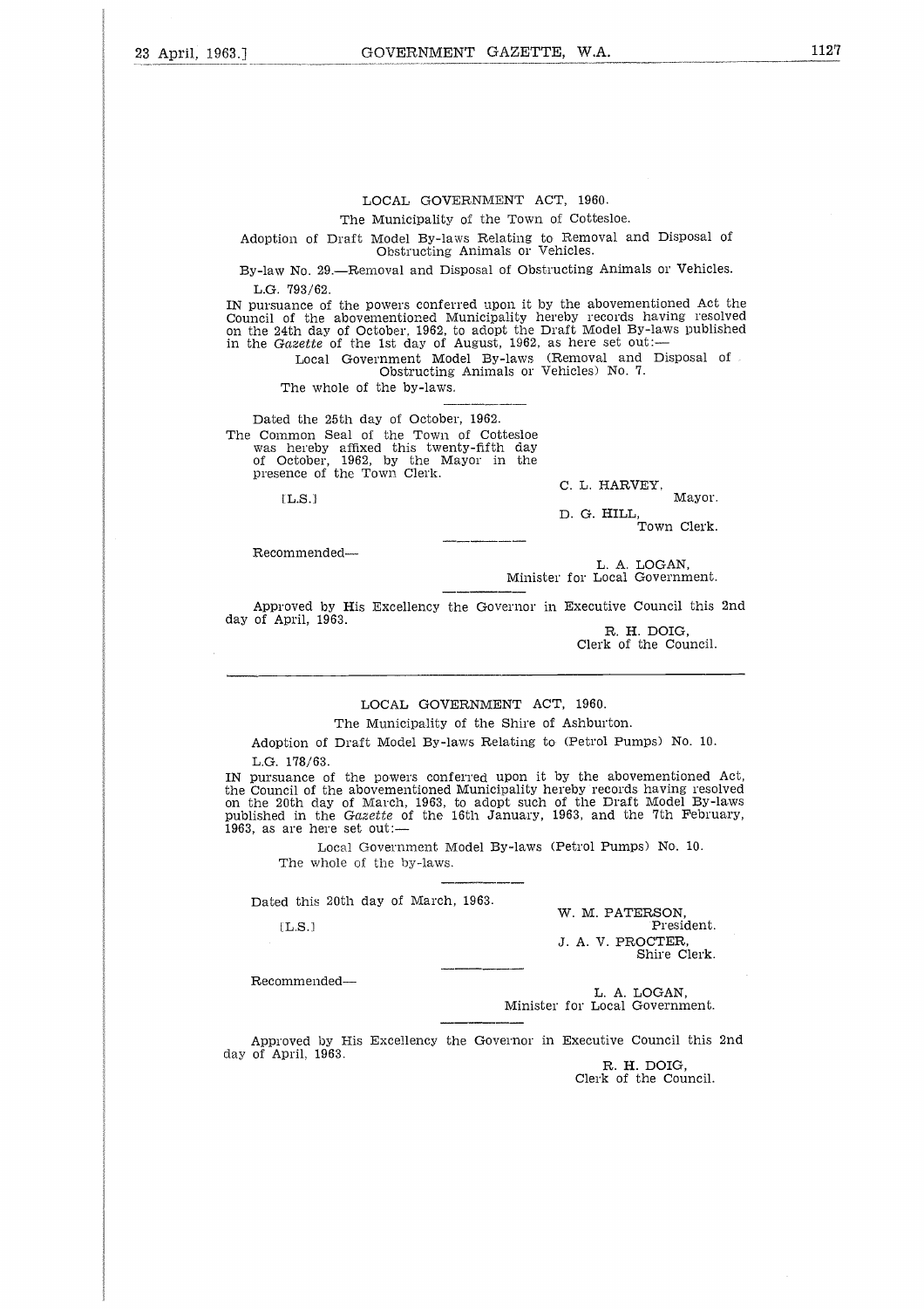## LOCAL GOVERNMENT ACT, 1960.

The Municipality of the Town of Cottesloe.

Adoption of Draft Model By-laws Relating to Removal and Disposal of Obstructing Animals or Vehicles.

By-law No. 29.—Removal and Disposal of Obstructing Animals or Vehicles.

L.G. 793/62.

IN pursuance of the powers conferred upon it by the abovementioned Act the Council of the abovementioned Municipality hereby records having resolved on the 24th day of October, 1962, to adopt the Draft Model By-laws published in the *Gazette* of the 1st day of August, 1962, as here set out:—

Local Government Model By-laws (Removal and Disposal of Obstructing Animals or Vehicles) No. 7.

The whole of the by-laws.

---

Dated the 25th day of October, 1962.

The Common Seal of the Town of Cottesloe was hereby affixed this twenty-fifth day of October, 1962, by the Mayor in the presence of the Town Clerk.

[L.S.]

C. L. HARVEY,
Mayor.

D. G. HILL,
Town Clerk.

---

Recommended—

L. A. LOGAN,
Minister for Local Government.

---

Approved by His Excellency the Governor in Executive Council this 2nd day of April, 1963.

R. H. DOIG,
Clerk of the Council.

---

## LOCAL GOVERNMENT ACT, 1960.

The Municipality of the Shire of Ashburton.

Adoption of Draft Model By-laws Relating to (Petrol Pumps) No. 10.

L.G. 178/63.

IN pursuance of the powers conferred upon it by the abovementioned Act, the Council of the abovementioned Municipality hereby records having resolved on the 20th day of March, 1963, to adopt such of the Draft Model By-laws published in the *Gazette* of the 16th January, 1963, and the 7th February, 1963, as are here set out:—

Local Government Model By-laws (Petrol Pumps) No. 10.

The whole of the by-laws.

---

Dated this 20th day of March, 1963.

[L.S.]

W. M. PATERSON,
President.

J. A. V. PROCTER,
Shire Clerk.

---

Recommended—

L. A. LOGAN,
Minister for Local Government.

---

Approved by His Excellency the Governor in Executive Council this 2nd day of April, 1963.

R. H. DOIG,
Clerk of the Council.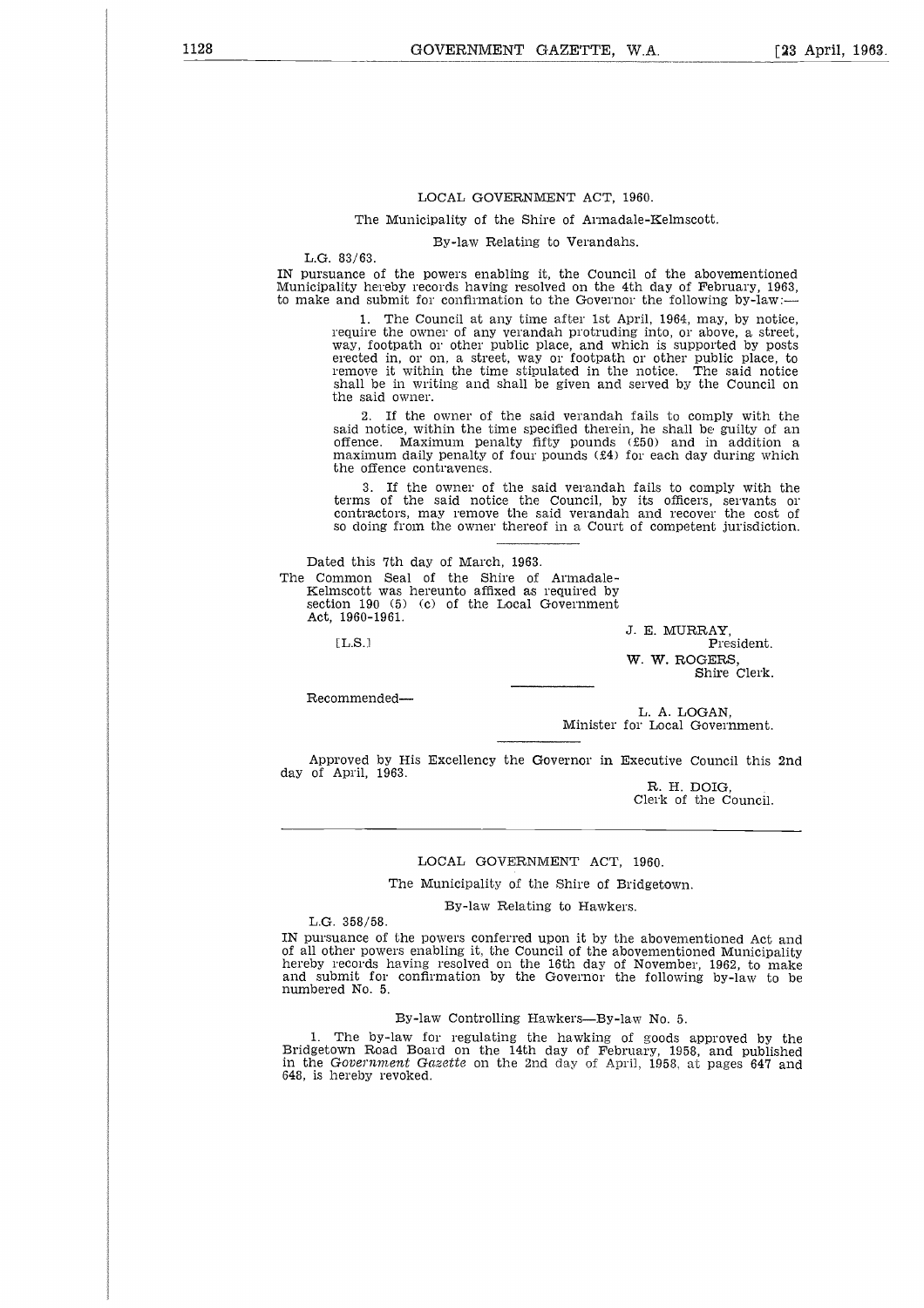## LOCAL GOVERNMENT ACT, 1960.

The Municipality of the Shire of Armadale-Kelmscott.

By-law Relating to Verandahs.

L.G. 83/63.

IN pursuance of the powers enabling it, the Council of the abovementioned Municipality hereby records having resolved on the 4th day of February, 1963, to make and submit for confirmation to the Governor the following by-law:—

1. The Council at any time after 1st April, 1964, may, by notice, require the owner of any verandah protruding into, or above, a street, way, footpath or other public place, and which is supported by posts erected in, or on, a street, way or footpath or other public place, to remove it within the time stipulated in the notice. The said notice shall be in writing and shall be given and served by the Council on the said owner.

2. If the owner of the said verandah fails to comply with the said notice, within the time specified therein, he shall be guilty of an offence. Maximum penalty fifty pounds (£50) and in addition a maximum daily penalty of four pounds (£4) for each day during which the offence contravenes.

3. If the owner of the said verandah fails to comply with the terms of the said notice the Council, by its officers, servants or contractors, may remove the said verandah and recover the cost of so doing from the owner thereof in a Court of competent jurisdiction.

---

Dated this 7th day of March, 1963.

The Common Seal of the Shire of Armadale-Kelmscott was hereunto affixed as required by section 190 (5) (c) of the Local Government Act, 1960-1961.

[L.S.]

J. E. MURRAY,
President.

W. W. ROGERS,
Shire Clerk.

---

Recommended—

L. A. LOGAN,
Minister for Local Government.

---

Approved by His Excellency the Governor in Executive Council this 2nd day of April, 1963.

R. H. DOIG,
Clerk of the Council.

---

## LOCAL GOVERNMENT ACT, 1960.

The Municipality of the Shire of Bridgetown.

By-law Relating to Hawkers.

L.G. 358/58.

IN pursuance of the powers conferred upon it by the abovementioned Act and of all other powers enabling it, the Council of the abovementioned Municipality hereby records having resolved on the 16th day of November, 1962, to make and submit for confirmation by the Governor the following by-law to be numbered No. 5.

### By-law Controlling Hawkers—By-law No. 5.

1. The by-law for regulating the hawking of goods approved by the Bridgetown Road Board on the 14th day of February, 1958, and published in the *Government Gazette* on the 2nd day of April, 1958, at pages 647 and 648, is hereby revoked.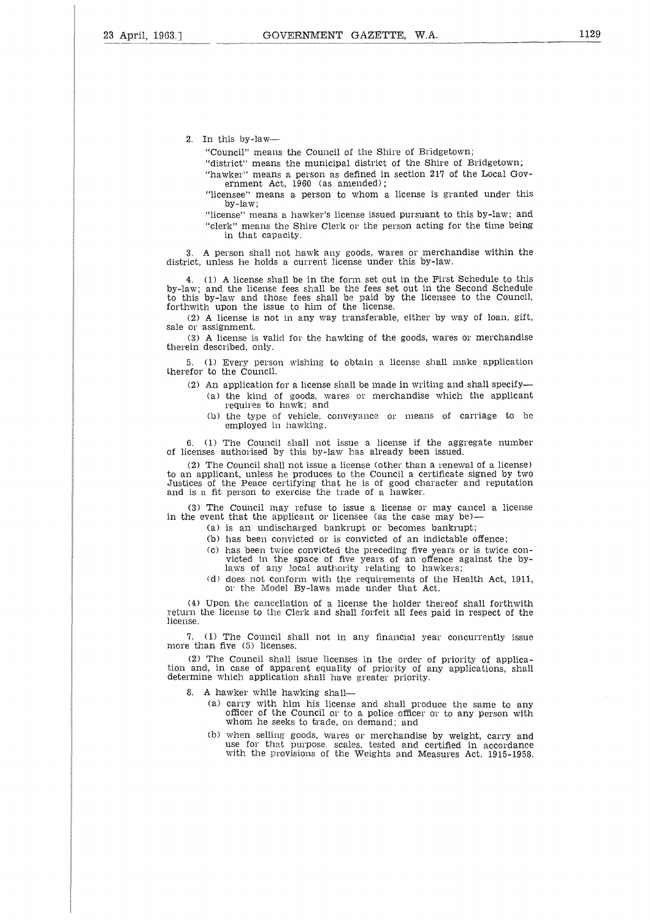2. In this by-law—

"Council" means the Council of the Shire of Bridgetown;

"district" means the municipal district of the Shire of Bridgetown;

"hawker" means a person as defined in section 217 of the Local Government Act, 1960 (as amended);

"licensee" means a person to whom a license is granted under this by-law;

"license" means a hawker's license issued pursuant to this by-law; and

"clerk" means the Shire Clerk or the person acting for the time being in that capacity.

3. A person shall not hawk any goods, wares or merchandise within the district, unless he holds a current license under this by-law.

4. (1) A license shall be in the form set out in the First Schedule to this by-law; and the license fees shall be the fees set out in the Second Schedule to this by-law and those fees shall be paid by the licensee to the Council, forthwith upon the issue to him of the license.

(2) A license is not in any way transferable, either by way of loan, gift, sale or assignment.

(3) A license is valid for the hawking of the goods, wares or merchandise therein described, only.

5. (1) Every person wishing to obtain a license shall make application therefor to the Council.

(2) An application for a license shall be made in writing and shall specify—

(a) the kind of goods, wares or merchandise which the applicant requires to hawk; and

(b) the type of vehicle, conveyance or means of carriage to be employed in hawking.

6. (1) The Council shall not issue a license if the aggregate number of licenses authorised by this by-law has already been issued.

(2) The Council shall not issue a license (other than a renewal of a license) to an applicant, unless he produces to the Council a certificate signed by two Justices of the Peace certifying that he is of good character and reputation and is a fit person to exercise the trade of a hawker.

(3) The Council may refuse to issue a license or may cancel a license in the event that the applicant or licensee (as the case may be)—

(a) is an undischarged bankrupt or becomes bankrupt;

(b) has been convicted or is convicted of an indictable offence;

(c) has been twice convicted the preceding five years or is twice convicted in the space of five years of an offence against the by-laws of any local authority relating to hawkers;

(d) does not conform with the requirements of the Health Act, 1911, or the Model By-laws made under that Act.

(4) Upon the cancellation of a license the holder thereof shall forthwith return the license to the Clerk and shall forfeit all fees paid in respect of the license.

7. (1) The Council shall not in any financial year concurrently issue more than five (5) licenses.

(2) The Council shall issue licenses in the order of priority of application and, in case of apparent equality of priority of any applications, shall determine which application shall have greater priority.

8. A hawker while hawking shall—

(a) carry with him his license and shall produce the same to any officer of the Council or to a police officer or to any person with whom he seeks to trade, on demand; and

(b) when selling goods, wares or merchandise by weight, carry and use for that purpose, scales, tested and certified in accordance with the provisions of the Weights and Measures Act, 1915-1958.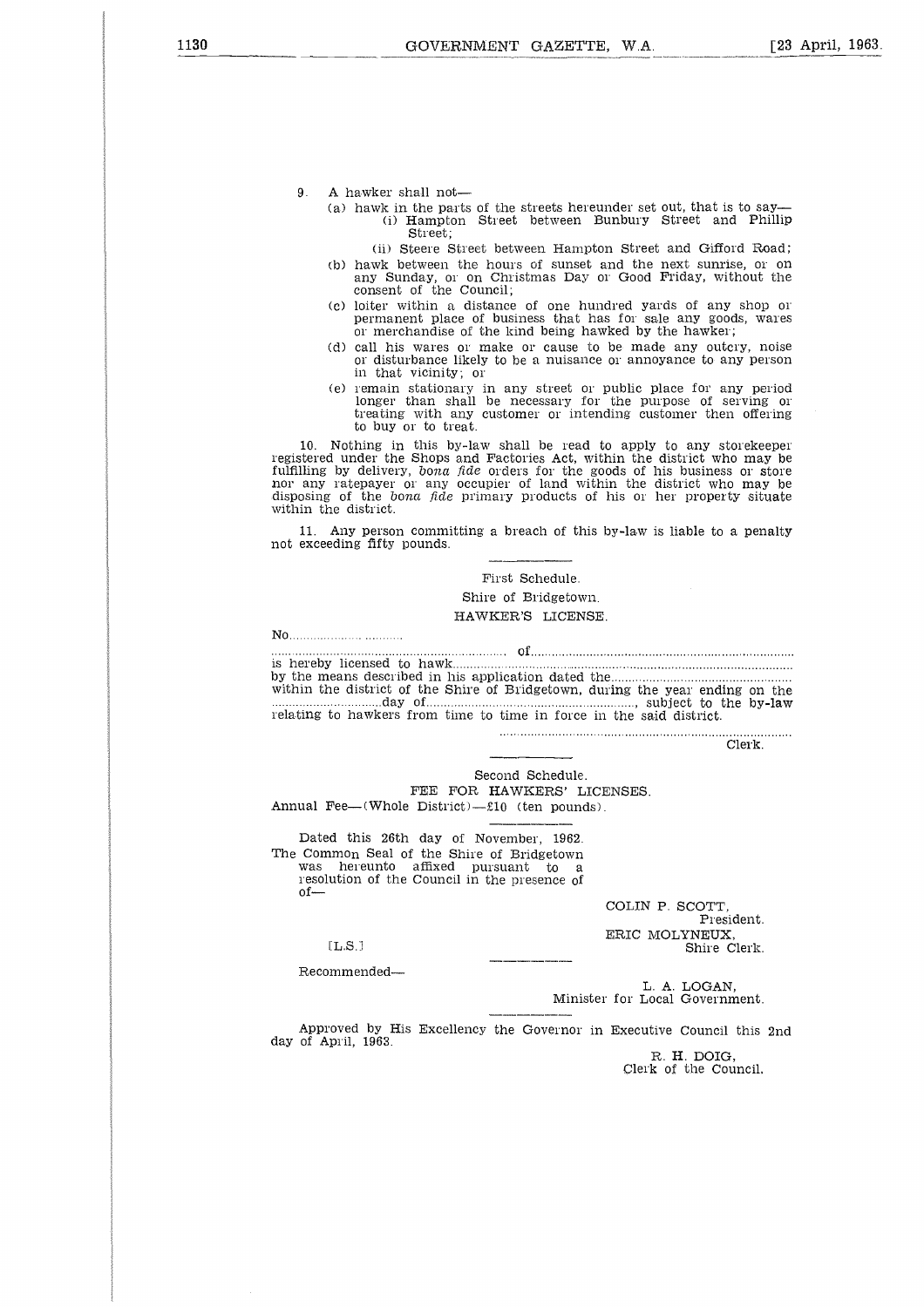9. A hawker shall not—

(a) hawk in the parts of the streets hereunder set out, that is to say—

(i) Hampton Street between Bunbury Street and Phillip Street;

(ii) Steere Street between Hampton Street and Gifford Road;

(b) hawk between the hours of sunset and the next sunrise, or on any Sunday, or on Christmas Day or Good Friday, without the consent of the Council;

(c) loiter within a distance of one hundred yards of any shop or permanent place of business that has for sale any goods, wares or merchandise of the kind being hawked by the hawker;

(d) call his wares or make or cause to be made any outcry, noise or disturbance likely to be a nuisance or annoyance to any person in that vicinity; or

(e) remain stationary in any street or public place for any period longer than shall be necessary for the purpose of serving or treating with any customer or intending customer then offering to buy or to treat.

10. Nothing in this by-law shall be read to apply to any storekeeper registered under the Shops and Factories Act, within the district who may be fulfilling by delivery, *bona fide* orders for the goods of his business or store nor any ratepayer or any occupier of land within the district who may be disposing of the *bona fide* primary products of his or her property situate within the district.

11. Any person committing a breach of this by-law is liable to a penalty not exceeding fifty pounds.

First Schedule.

Shire of Bridgetown.

HAWKER'S LICENSE.

No.............................

.................................................................. of..........................................................................
is hereby licensed to hawk.........................................................................................................
by the means described in his application dated the..................................................
within the district of the Shire of Bridgetown, during the year ending on the ...............................day of..........................................................., subject to the by-law relating to hawkers from time to time in force in the said district.

..................................................................................
Clerk.

Second Schedule.

FEE FOR HAWKERS' LICENSES.

Annual Fee—(Whole District)—£10 (ten pounds).

Dated this 26th day of November, 1962.

The Common Seal of the Shire of Bridgetown was hereunto affixed pursuant to a resolution of the Council in the presence of of—

[L.S.]

COLIN P. SCOTT,
President.

ERIC MOLYNEUX,
Shire Clerk.

Recommended—

L. A. LOGAN,
Minister for Local Government.

Approved by His Excellency the Governor in Executive Council this 2nd day of April, 1963.

R. H. DOIG,
Clerk of the Council.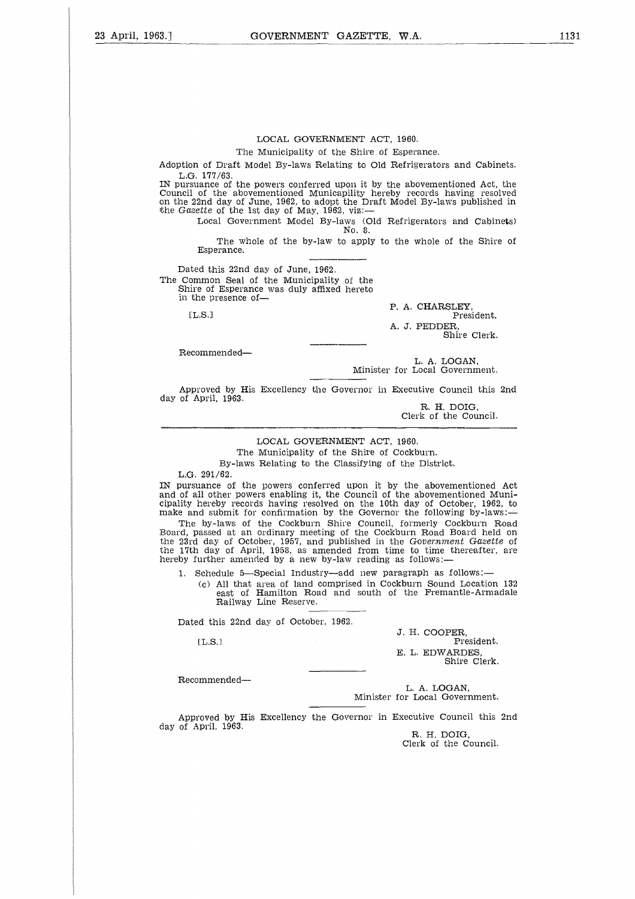## LOCAL GOVERNMENT ACT, 1960.

The Municipality of the Shire of Esperance.

Adoption of Draft Model By-laws Relating to Old Refrigerators and Cabinets.

L.G. 177/63.

IN pursuance of the powers conferred upon it by the abovementioned Act, the Council of the abovementioned Municapility hereby records having resolved on the 22nd day of June, 1962, to adopt the Draft Model By-laws published in the *Gazette* of the 1st day of May, 1962, viz:—

Local Government Model By-laws (Old Refrigerators and Cabinets) No. 8.

The whole of the by-law to apply to the whole of the Shire of Esperance.

Dated this 22nd day of June, 1962.

The Common Seal of the Municipality of the Shire of Esperance was duly affixed hereto in the presence of—

[L.S.]

P. A. CHARSLEY,
President.

A. J. PEDDER,
Shire Clerk.

Recommended—

L. A. LOGAN,
Minister for Local Government.

Approved by His Excellency the Governor in Executive Council this 2nd day of April, 1963.

R. H. DOIG,
Clerk of the Council.

---

## LOCAL GOVERNMENT ACT, 1960.

The Municipality of the Shire of Cockburn.

By-laws Relating to the Classifying of the District.

L.G. 291/62.

IN pursuance of the powers conferred upon it by the abovementioned Act and of all other powers enabling it, the Council of the abovementioned Municipality hereby records having resolved on the 10th day of October, 1962, to make and submit for confirmation by the Governor the following by-laws:—

The by-laws of the Cockburn Shire Council, formerly Cockburn Road Board, passed at an ordinary meeting of the Cockburn Road Board held on the 23rd day of October, 1957, and published in the *Government Gazette* of the 17th day of April, 1958, as amended from time to time thereafter, are hereby further amended by a new by-law reading as follows:—

1. Schedule 5—Special Industry—add new paragraph as follows:—
   (c) All that area of land comprised in Cockburn Sound Location 132 east of Hamilton Road and south of the Fremantle-Armadale Railway Line Reserve.

Dated this 22nd day of October, 1962.

[L.S.]

J. H. COOPER,
President.

E. L. EDWARDES,
Shire Clerk.

Recommended—

L. A. LOGAN,
Minister for Local Government.

Approved by His Excellency the Governor in Executive Council this 2nd day of April, 1963.

R. H. DOIG,
Clerk of the Council.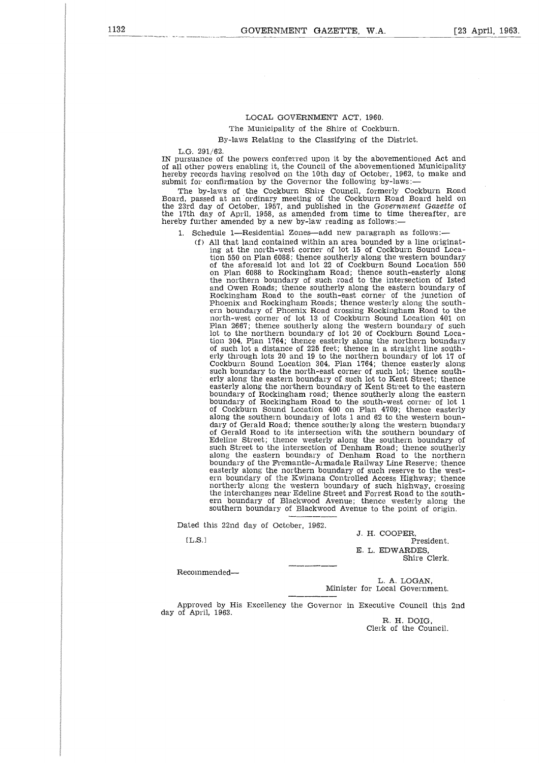LOCAL GOVERNMENT ACT, 1960.

The Municipality of the Shire of Cockburn.

By-laws Relating to the Classifying of the District.

L.G. 291/62.

IN pursuance of the powers conferred upon it by the abovementioned Act and of all other powers enabling it, the Council of the abovementioned Municipality hereby records having resolved on the 10th day of October, 1962, to make and submit for confirmation by the Governor the following by-laws:—

The by-laws of the Cockburn Shire Council, formerly Cockburn Road Board, passed at an ordinary meeting of the Cockburn Road Board held on the 23rd day of October, 1957, and published in the *Government Gazette* of the 17th day of April, 1958, as amended from time to time thereafter, are hereby further amended by a new by-law reading as follows:—

1. Schedule 1—Residential Zones—add new paragraph as follows:—

   (f) All that land contained within an area bounded by a line originating at the north-west corner of lot 15 of Cockburn Sound Location 550 on Plan 6088; thence southerly along the western boundary of the aforesaid lot and lot 22 of Cockburn Sound Location 550 on Plan 6088 to Rockingham Road; thence south-easterly along the northern boundary of such road to the intersection of Isted and Owen Roads; thence southerly along the eastern boundary of Rockingham Road to the south-east corner of the junction of Phoenix and Rockingham Roads; thence westerly along the southern boundary of Phoenix Road crossing Rockingham Road to the north-west corner of lot 13 of Cockburn Sound Location 401 on Plan 2667; thence southerly along the western boundary of such lot to the northern boundary of lot 20 of Cockburn Sound Location 304, Plan 1764; thence easterly along the northern boundary of such lot a distance of 225 feet; thence in a straight line southerly through lots 20 and 19 to the northern boundary of lot 17 of Cockburn Sound Location 304, Plan 1764; thence easterly along such boundary to the north-east corner of such lot; thence southerly along the eastern boundary of such lot to Kent Street; thence easterly along the northern boundary of Kent Street to the eastern boundary of Rockingham road; thence southerly along the eastern boundary of Rockingham Road to the south-west corner of lot 1 of Cockburn Sound Location 400 on Plan 4709; thence easterly along the southern boundary of lots 1 and 62 to the western boundary of Gerald Road; thence southerly along the western buondary of Gerald Road to its intersection with the southern boundary of Edeline Street; thence westerly along the southern boundary of such Street to the intersection of Denham Road; thence southerly along the eastern boundary of Denham Road to the northern boundary of the Fremantle-Armadale Railway Line Reserve; thence easterly along the northern boundary of such reserve to the western boundary of the Kwinana Controlled Access Highway; thence northerly along the western boundary of such highway, crossing the interchanges near Edeline Street and Forrest Road to the southern boundary of Blackwood Avenue; thence westerly along the southern boundary of Blackwood Avenue to the point of origin.

Dated this 22nd day of October, 1962.

[L.S.]

J. H. COOPER,
President.

E. L. EDWARDES,
Shire Clerk.

Recommended—

L. A. LOGAN,
Minister for Local Government.

Approved by His Excellency the Governor in Executive Council this 2nd day of April, 1963.

R. H. DOIG,
Clerk of the Council.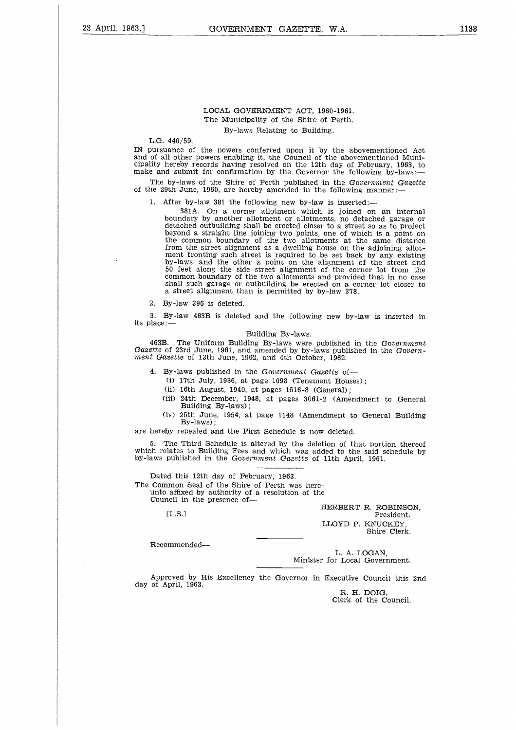LOCAL GOVERNMENT ACT, 1960-1961.

The Municipality of the Shire of Perth.

By-laws Relating to Building.

L.G. 440/59.

IN pursuance of the powers conferred upon it by the abovementioned Act and of all other powers enabling it, the Council of the abovementioned Municipality hereby records having resolved on the 12th day of February, 1963, to make and submit for confirmation by the Governor the following by-laws:—

The by-laws of the Shire of Perth published in the *Government Gazette* of the 29th June, 1960, are hereby amended in the following manner:—

1. After by-law 381 the following new by-law is inserted:—

   381A. On a corner allotment which is joined on an internal boundary by another allotment or allotments, no detached garage or detached outbuilding shall be erected closer to a street so as to project beyond a straight line joining two points, one of which is a point on the common boundary of the two allotments at the same distance from the street alignment as a dwelling house on the adjoining allotment fronting such street is required to be set back by any existing by-laws, and the other a point on the alignment of the street and 50 feet along the side street alignment of the corner lot from the common boundary of the two allotments and provided that in no case shall such garage or outbuilding be erected on a corner lot closer to a street alignment than is permitted by by-law 378.

2. By-law 396 is deleted.

3. By-law 463B is deleted and the following new by-law is inserted in its place:—

Building By-laws.

463B. The Uniform Building By-laws were published in the *Government Gazette* of 23rd June, 1961, and amended by by-laws published in the *Government Gazette* of 13th June, 1962, and 4th October, 1962.

4. By-laws published in the *Government Gazette* of—
   (i) 17th July, 1936, at page 1098 (Tenement Houses);
   (ii) 16th August, 1940, at pages 1516-8 (General);
   (iii) 24th December, 1948, at pages 3061-2 (Amendment to General Building By-laws);
   (iv) 25th June, 1954, at page 1148 (Amendment to General Building By-laws);

are hereby repealed and the First Schedule is now deleted.

5. The Third Schedule is altered by the deletion of that portion thereof which relates to Building Fees and which was added to the said schedule by by-laws published in the *Government Gazette* of 11th April, 1961.

Dated this 12th day of February, 1963.

The Common Seal of the Shire of Perth was hereunto affixed by authority of a resolution of the Council in the presence of—

[L.S.]

HERBERT R. ROBINSON,
President.

LLOYD P. KNUCKEY,
Shire Clerk.

Recommended—

L. A. LOGAN,
Minister for Local Government.

Approved by His Excellency the Governor in Executive Council this 2nd day of April, 1963.

R. H. DOIG,
Clerk of the Council.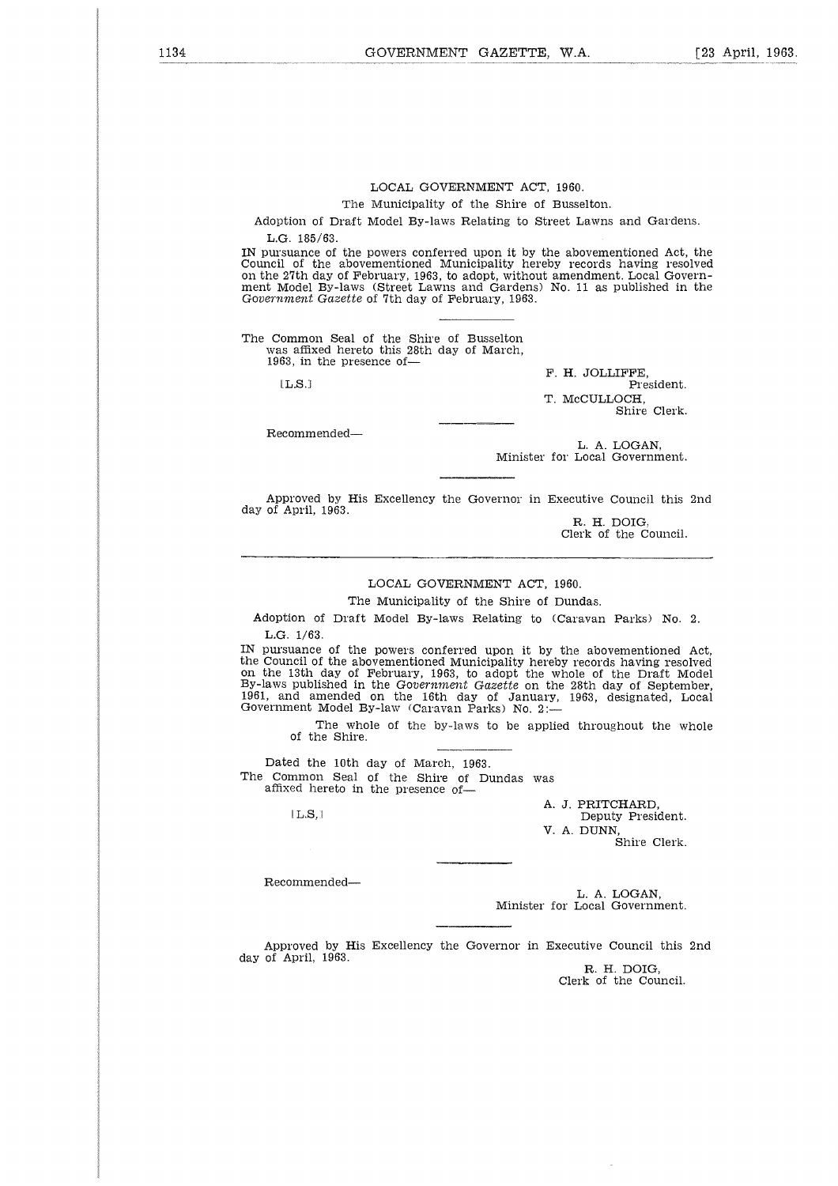## LOCAL GOVERNMENT ACT, 1960.

The Municipality of the Shire of Busselton.

Adoption of Draft Model By-laws Relating to Street Lawns and Gardens.

L.G. 185/63.

IN pursuance of the powers conferred upon it by the abovementioned Act, the Council of the abovementioned Municipality hereby records having resolved on the 27th day of February, 1963, to adopt, without amendment. Local Government Model By-laws (Street Lawns and Gardens) No. 11 as published in the *Government Gazette* of 7th day of February, 1963.

---

The Common Seal of the Shire of Busselton was affixed hereto this 28th day of March, 1963, in the presence of—

[L.S.]

F. H. JOLLIFFE,
President.

T. McCULLOCH,
Shire Clerk.

---

Recommended—

L. A. LOGAN,
Minister for Local Government.

---

Approved by His Excellency the Governor in Executive Council this 2nd day of April, 1963.

R. H. DOIG,
Clerk of the Council.

---

## LOCAL GOVERNMENT ACT, 1960.

The Municipality of the Shire of Dundas.

Adoption of Draft Model By-laws Relating to (Caravan Parks) No. 2.

L.G. 1/63.

IN pursuance of the powers conferred upon it by the abovementioned Act, the Council of the abovementioned Municipality hereby records having resolved on the 13th day of February, 1963, to adopt the whole of the Draft Model By-laws published in the *Government Gazette* on the 28th day of September, 1961, and amended on the 16th day of January, 1963, designated, Local Government Model By-law (Caravan Parks) No. 2:—

The whole of the by-laws to be applied throughout the whole of the Shire.

---

Dated the 10th day of March, 1963.

The Common Seal of the Shire of Dundas was affixed hereto in the presence of—

[L.S.]

A. J. PRITCHARD,
Deputy President.

V. A. DUNN,
Shire Clerk.

---

Recommended—

L. A. LOGAN,
Minister for Local Government.

---

Approved by His Excellency the Governor in Executive Council this 2nd day of April, 1963.

R. H. DOIG,
Clerk of the Council.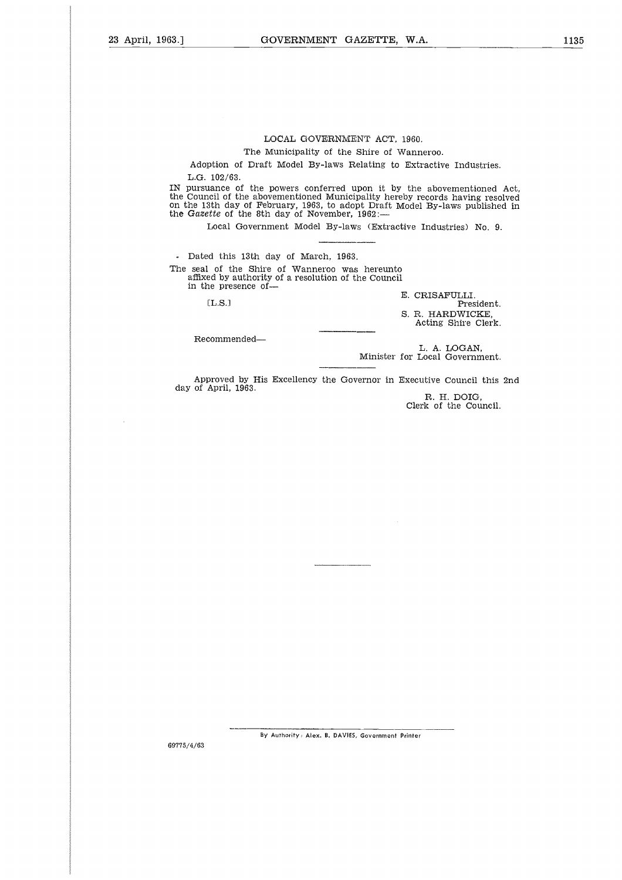LOCAL GOVERNMENT ACT, 1960.

The Municipality of the Shire of Wanneroo.

Adoption of Draft Model By-laws Relating to Extractive Industries.

L.G. 102/63.

IN pursuance of the powers conferred upon it by the abovementioned Act, the Council of the abovementioned Municipality hereby records having resolved on the 13th day of February, 1963, to adopt Draft Model By-laws published in the *Gazette* of the 8th day of November, 1962:—

Local Government Model By-laws (Extractive Industries) No. 9.

---

Dated this 13th day of March, 1963.

The seal of the Shire of Wanneroo was hereunto affixed by authority of a resolution of the Council in the presence of—

[L.S.]

E. CRISAFULLI,
President.

S. R. HARDWICKE,
Acting Shire Clerk.

---

Recommended—

L. A. LOGAN,
Minister for Local Government.

---

Approved by His Excellency the Governor in Executive Council this 2nd day of April, 1963.

R. H. DOIG,
Clerk of the Council.

---

By Authority: Alex. B. DAVIES, Government Printer

69775/4/63